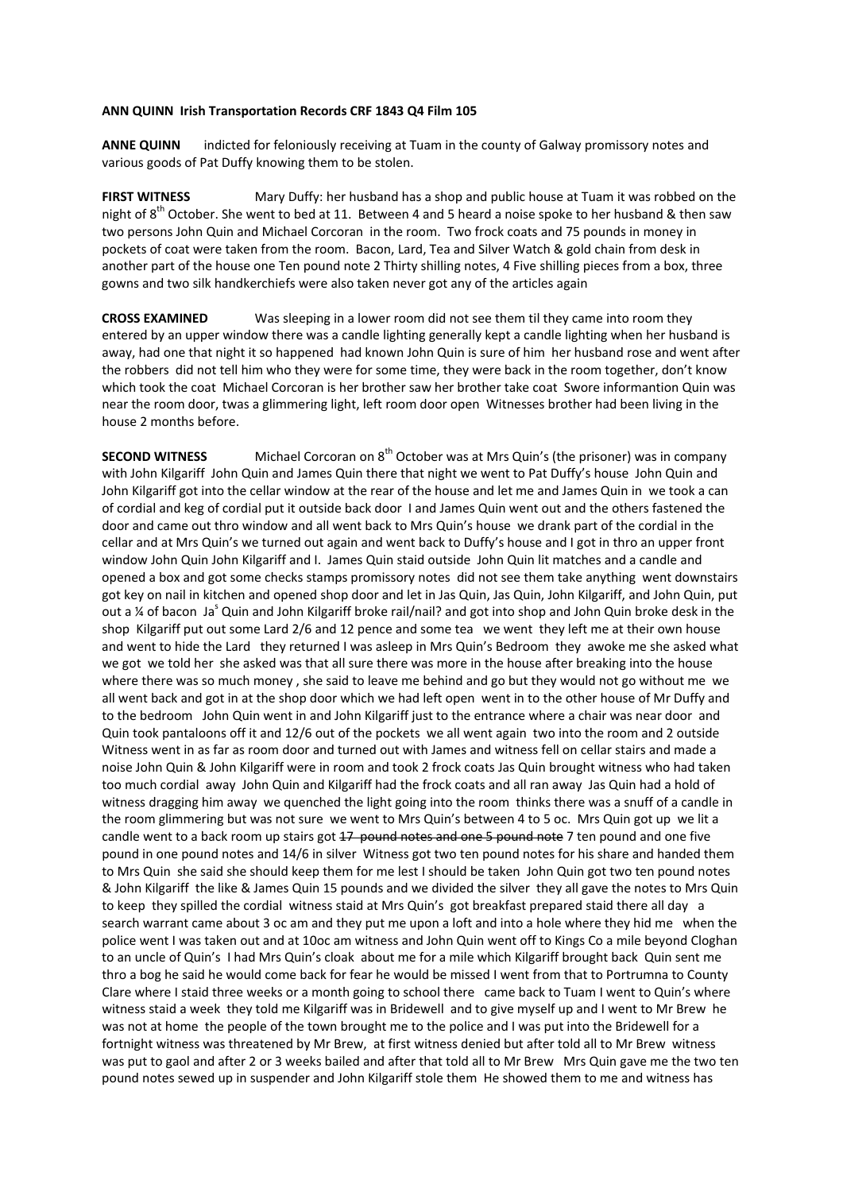**ANN QUINN Irish Transportation Records CRF 1843 Q4 Film 105**

**ANNE QUINN** indicted for feloniously receiving at Tuam in the county of Galway promissory notes and various goods of Pat Duffy knowing them to be stolen.

**FIRST WITNESS** Mary Duffy: her husband has a shop and public house at Tuam it was robbed on the night of 8th October. She went to bed at 11. Between 4 and 5 heard a noise spoke to her husband & then saw two persons John Quin and Michael Corcoran in the room. Two frock coats and 75 pounds in money in pockets of coat were taken from the room. Bacon, Lard, Tea and Silver Watch & gold chain from desk in another part of the house one Ten pound note 2 Thirty shilling notes, 4 Five shilling pieces from a box, three gowns and two silk handkerchiefs were also taken never got any of the articles again

**CROSS EXAMINED** Was sleeping in a lower room did not see them til they came into room they entered by an upper window there was a candle lighting generally kept a candle lighting when her husband is away, had one that night it so happened had known John Quin is sure of him her husband rose and went after the robbers did not tell him who they were for some time, they were back in the room together, don't know which took the coat Michael Corcoran is her brother saw her brother take coat Swore informantion Quin was near the room door, twas a glimmering light, left room door open Witnesses brother had been living in the house 2 months before.

**SECOND WITNESS** Michael Corcoran on 8th October was at Mrs Quin's (the prisoner) was in company with John Kilgariff John Quin and James Quin there that night we went to Pat Duffy's house John Quin and John Kilgariff got into the cellar window at the rear of the house and let me and James Quin in we took a can of cordial and keg of cordial put it outside back door I and James Quin went out and the others fastened the door and came out thro window and all went back to Mrs Quin's house we drank part of the cordial in the cellar and at Mrs Quin's we turned out again and went back to Duffy's house and I got in thro an upper front window John Quin John Kilgariff and I. James Quin staid outside John Quin lit matches and a candle and opened a box and got some checks stamps promissory notes did not see them take anything went downstairs got key on nail in kitchen and opened shop door and let in Jas Quin, Jas Quin, John Kilgariff, and John Quin, put out a ¼ of bacon Jas Quin and John Kilgariff broke rail/nail? and got into shop and John Quin broke desk in the shop Kilgariff put out some Lard 2/6 and 12 pence and some tea we went they left me at their own house and went to hide the Lard they returned I was asleep in Mrs Quin's Bedroom they awoke me she asked what we got we told her she asked was that all sure there was more in the house after breaking into the house where there was so much money , she said to leave me behind and go but they would not go without me we all went back and got in at the shop door which we had left open went in to the other house of Mr Duffy and to the bedroom John Quin went in and John Kilgariff just to the entrance where a chair was near door and Quin took pantaloons off it and 12/6 out of the pockets we all went again two into the room and 2 outside Witness went in as far as room door and turned out with James and witness fell on cellar stairs and made a noise John Quin & John Kilgariff were in room and took 2 frock coats Jas Quin brought witness who had taken too much cordial away John Quin and Kilgariff had the frock coats and all ran away Jas Quin had a hold of witness dragging him away we quenched the light going into the room thinks there was a snuff of a candle in the room glimmering but was not sure we went to Mrs Quin's between 4 to 5 oc. Mrs Quin got up we lit a candle went to a back room up stairs got ~~17 pound notes and one 5 pound note~~ 7 ten pound and one five pound in one pound notes and 14/6 in silver Witness got two ten pound notes for his share and handed them to Mrs Quin she said she should keep them for me lest I should be taken John Quin got two ten pound notes & John Kilgariff the like & James Quin 15 pounds and we divided the silver they all gave the notes to Mrs Quin to keep they spilled the cordial witness staid at Mrs Quin's got breakfast prepared staid there all day a search warrant came about 3 oc am and they put me upon a loft and into a hole where they hid me when the police went I was taken out and at 10oc am witness and John Quin went off to Kings Co a mile beyond Cloghan to an uncle of Quin's I had Mrs Quin's cloak about me for a mile which Kilgariff brought back Quin sent me thro a bog he said he would come back for fear he would be missed I went from that to Portrumna to County Clare where I staid three weeks or a month going to school there came back to Tuam I went to Quin's where witness staid a week they told me Kilgariff was in Bridewell and to give myself up and I went to Mr Brew he was not at home the people of the town brought me to the police and I was put into the Bridewell for a fortnight witness was threatened by Mr Brew, at first witness denied but after told all to Mr Brew witness was put to gaol and after 2 or 3 weeks bailed and after that told all to Mr Brew Mrs Quin gave me the two ten pound notes sewed up in suspender and John Kilgariff stole them He showed them to me and witness has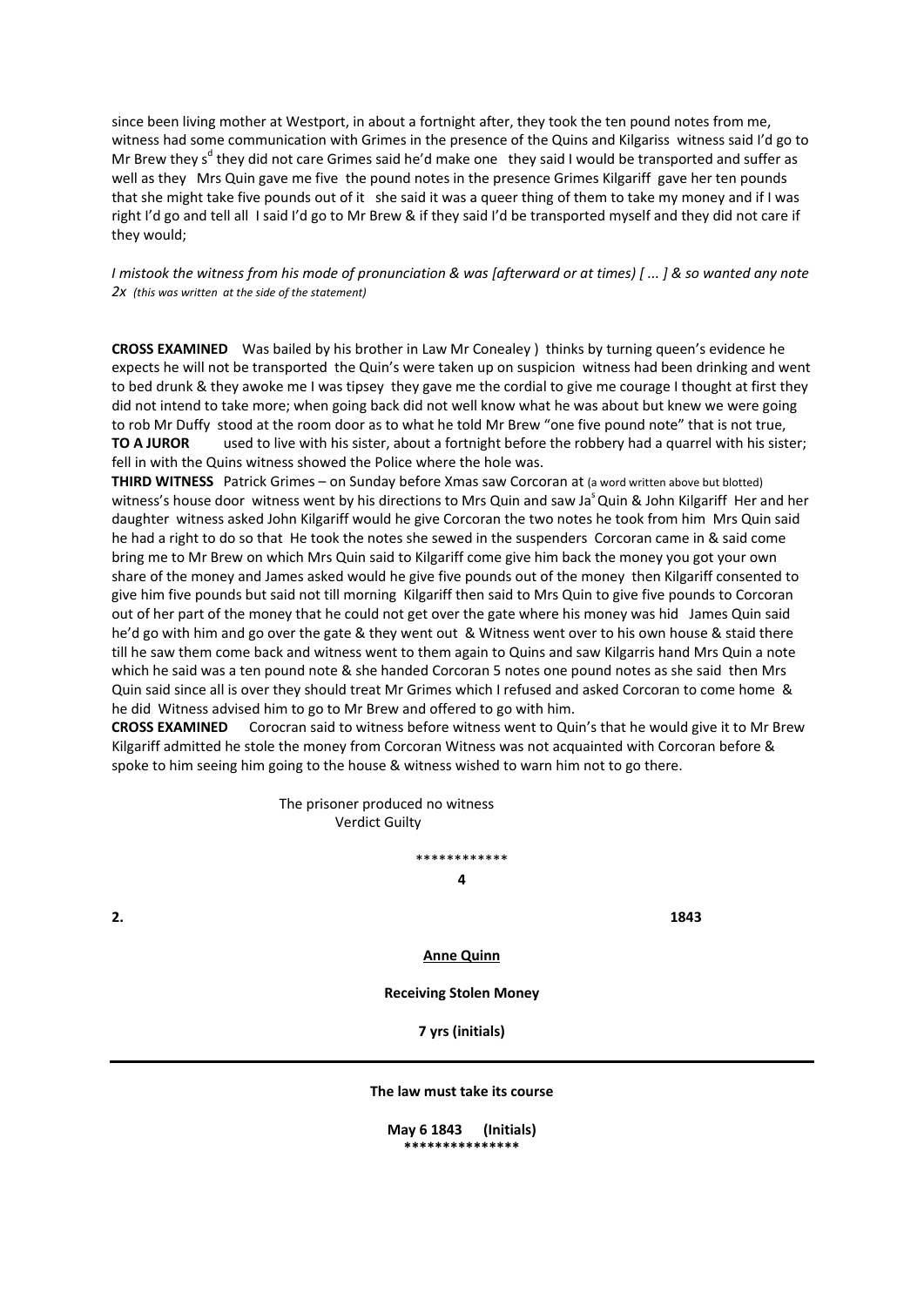since been living mother at Westport, in about a fortnight after, they took the ten pound notes from me, witness had some communication with Grimes in the presence of the Quins and Kilgariss witness said I'd go to Mr Brew they s[d] they did not care Grimes said he'd make one they said I would be transported and suffer as well as they Mrs Quin gave me five the pound notes in the presence Grimes Kilgariff gave her ten pounds that she might take five pounds out of it she said it was a queer thing of them to take my money and if I was right I'd go and tell all I said I'd go to Mr Brew & if they said I'd be transported myself and they did not care if they would;

*I mistook the witness from his mode of pronunciation & was [afterward or at times] [ ... ] & so wanted any note 2x (this was written at the side of the statement)*

**CROSS EXAMINED** Was bailed by his brother in Law Mr Conealey ) thinks by turning queen's evidence he expects he will not be transported the Quin's were taken up on suspicion witness had been drinking and went to bed drunk & they awoke me I was tipsey they gave me the cordial to give me courage I thought at first they did not intend to take more; when going back did not well know what he was about but knew we were going to rob Mr Duffy stood at the room door as to what he told Mr Brew "one five pound note" that is not true,
**TO A JUROR** used to live with his sister, about a fortnight before the robbery had a quarrel with his sister; fell in with the Quins witness showed the Police where the hole was.
**THIRD WITNESS** Patrick Grimes – on Sunday before Xmas saw Corcoran at (a word written above but blotted) witness's house door witness went by his directions to Mrs Quin and saw Ja[s] Quin & John Kilgariff Her and her daughter witness asked John Kilgariff would he give Corcoran the two notes he took from him Mrs Quin said he had a right to do so that He took the notes she sewed in the suspenders Corcoran came in & said come bring me to Mr Brew on which Mrs Quin said to Kilgariff come give him back the money you got your own share of the money and James asked would he give five pounds out of the money then Kilgariff consented to give him five pounds but said not till morning Kilgariff then said to Mrs Quin to give five pounds to Corcoran out of her part of the money that he could not get over the gate where his money was hid James Quin said he'd go with him and go over the gate & they went out & Witness went over to his own house & staid there till he saw them come back and witness went to them again to Quins and saw Kilgarris hand Mrs Quin a note which he said was a ten pound note & she handed Corcoran 5 notes one pound notes as she said then Mrs Quin said since all is over they should treat Mr Grimes which I refused and asked Corcoran to come home & he did Witness advised him to go to Mr Brew and offered to go with him.
**CROSS EXAMINED** Corocran said to witness before witness went to Quin's that he would give it to Mr Brew Kilgariff admitted he stole the money from Corcoran Witness was not acquainted with Corcoran before & spoke to him seeing him going to the house & witness wished to warn him not to go there.

The prisoner produced no witness
Verdict Guilty

\*\*\*\*\*\*\*\*\*\*\*\*

**4**

**2.** **1843**

**Anne Quinn**

**Receiving Stolen Money**

**7 yrs (initials)**

---

**The law must take its course**

**May 6 1843 (Initials)**

\*\*\*\*\*\*\*\*\*\*\*\*\*\*\*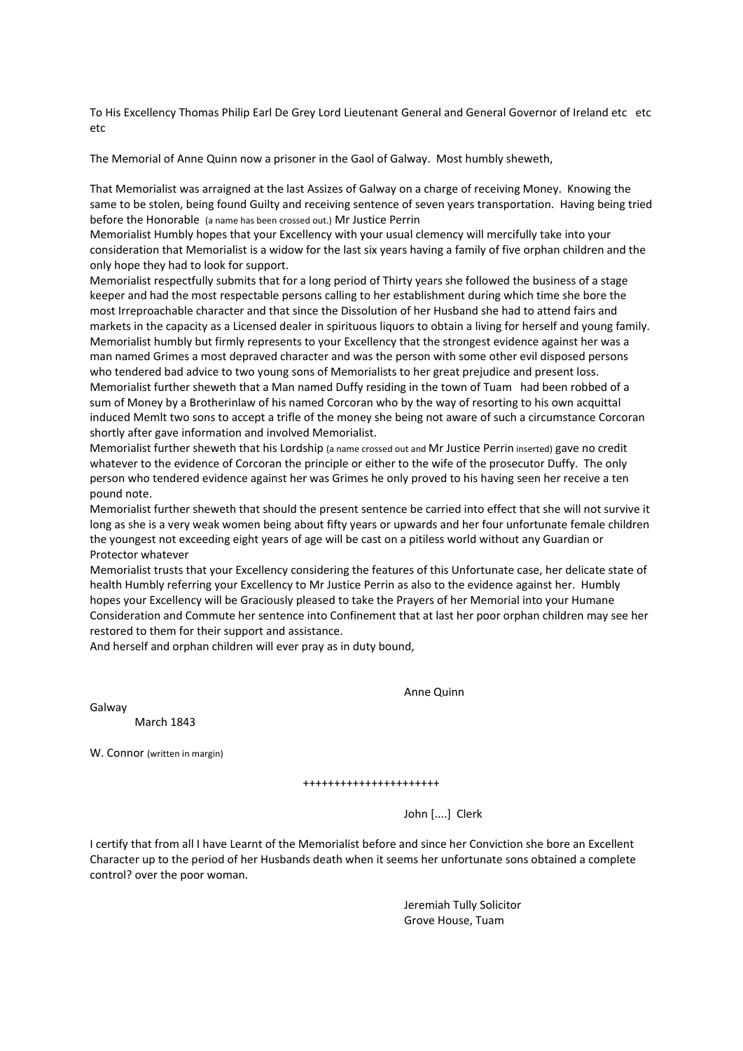To His Excellency Thomas Philip Earl De Grey Lord Lieutenant General and General Governor of Ireland etc etc etc

The Memorial of Anne Quinn now a prisoner in the Gaol of Galway. Most humbly sheweth,

That Memorialist was arraigned at the last Assizes of Galway on a charge of receiving Money. Knowing the same to be stolen, being found Guilty and receiving sentence of seven years transportation. Having being tried before the Honorable (a name has been crossed out.) Mr Justice Perrin

Memorialist Humbly hopes that your Excellency with your usual clemency will mercifully take into your consideration that Memorialist is a widow for the last six years having a family of five orphan children and the only hope they had to look for support.

Memorialist respectfully submits that for a long period of Thirty years she followed the business of a stage keeper and had the most respectable persons calling to her establishment during which time she bore the most Irreproachable character and that since the Dissolution of her Husband she had to attend fairs and markets in the capacity as a Licensed dealer in spirituous liquors to obtain a living for herself and young family.

Memorialist humbly but firmly represents to your Excellency that the strongest evidence against her was a man named Grimes a most depraved character and was the person with some other evil disposed persons who tendered bad advice to two young sons of Memorialists to her great prejudice and present loss.

Memorialist further sheweth that a Man named Duffy residing in the town of Tuam had been robbed of a sum of Money by a Brotherinlaw of his named Corcoran who by the way of resorting to his own acquittal induced Memlt two sons to accept a trifle of the money she being not aware of such a circumstance Corcoran shortly after gave information and involved Memorialist.

Memorialist further sheweth that his Lordship (a name crossed out and Mr Justice Perrin inserted) gave no credit whatever to the evidence of Corcoran the principle or either to the wife of the prosecutor Duffy. The only person who tendered evidence against her was Grimes he only proved to his having seen her receive a ten pound note.

Memorialist further sheweth that should the present sentence be carried into effect that she will not survive it long as she is a very weak women being about fifty years or upwards and her four unfortunate female children the youngest not exceeding eight years of age will be cast on a pitiless world without any Guardian or Protector whatever

Memorialist trusts that your Excellency considering the features of this Unfortunate case, her delicate state of health Humbly referring your Excellency to Mr Justice Perrin as also to the evidence against her. Humbly hopes your Excellency will be Graciously pleased to take the Prayers of her Memorial into your Humane Consideration and Commute her sentence into Confinement that at last her poor orphan children may see her restored to them for their support and assistance.

And herself and orphan children will ever pray as in duty bound,

Anne Quinn

Galway
March 1843

W. Connor (written in margin)

++++++++++++++++++++++

John [....] Clerk

I certify that from all I have Learnt of the Memorialist before and since her Conviction she bore an Excellent Character up to the period of her Husbands death when it seems her unfortunate sons obtained a complete control? over the poor woman.

Jeremiah Tully Solicitor
Grove House, Tuam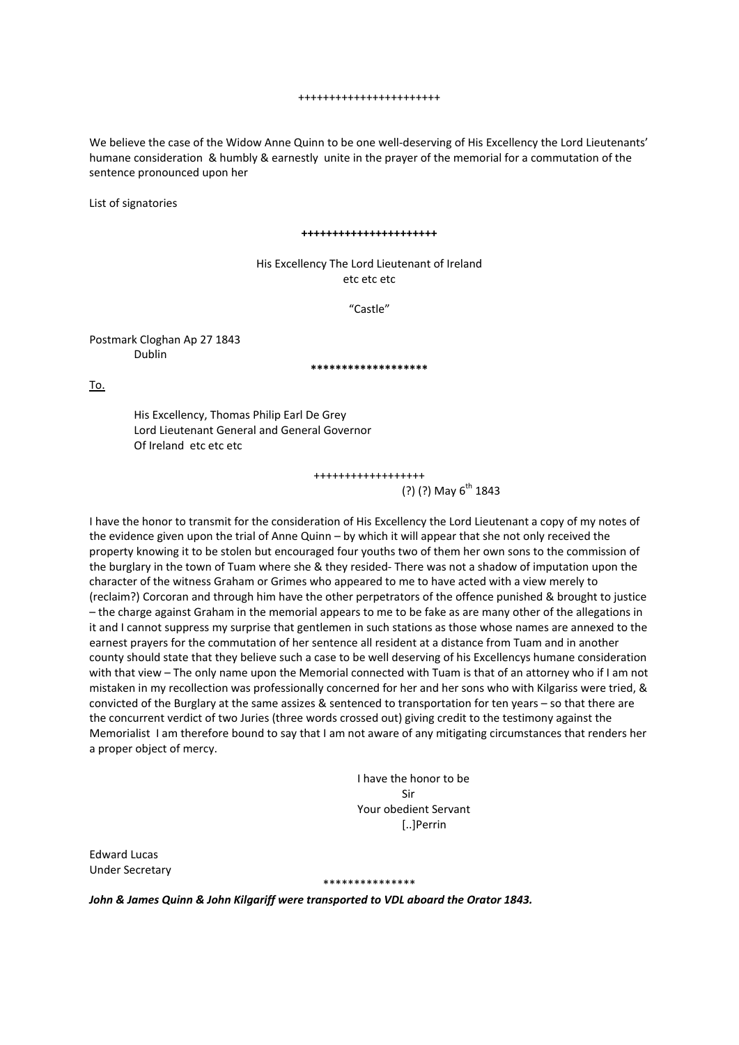++++++++++++++++++++++

We believe the case of the Widow Anne Quinn to be one well-deserving of His Excellency the Lord Lieutenants' humane consideration & humbly & earnestly unite in the prayer of the memorial for a commutation of the sentence pronounced upon her

List of signatories

**++++++++++++++++++++++**

His Excellency The Lord Lieutenant of Ireland
etc etc etc

"Castle"

Postmark Cloghan Ap 27 1843
Dublin

**\*\*\*\*\*\*\*\*\*\*\*\*\*\*\*\*\*\*\***

<u>To.</u>

His Excellency, Thomas Philip Earl De Grey
Lord Lieutenant General and General Governor
Of Ireland etc etc etc

++++++++++++++++++

(?) (?) May 6th 1843

I have the honor to transmit for the consideration of His Excellency the Lord Lieutenant a copy of my notes of the evidence given upon the trial of Anne Quinn – by which it will appear that she not only received the property knowing it to be stolen but encouraged four youths two of them her own sons to the commission of the burglary in the town of Tuam where she & they resided- There was not a shadow of imputation upon the character of the witness Graham or Grimes who appeared to me to have acted with a view merely to (reclaim?) Corcoran and through him have the other perpetrators of the offence punished & brought to justice – the charge against Graham in the memorial appears to me to be fake as are many other of the allegations in it and I cannot suppress my surprise that gentlemen in such stations as those whose names are annexed to the earnest prayers for the commutation of her sentence all resident at a distance from Tuam and in another county should state that they believe such a case to be well deserving of his Excellencys humane consideration with that view – The only name upon the Memorial connected with Tuam is that of an attorney who if I am not mistaken in my recollection was professionally concerned for her and her sons who with Kilgariss were tried, & convicted of the Burglary at the same assizes & sentenced to transportation for ten years – so that there are the concurrent verdict of two Juries (three words crossed out) giving credit to the testimony against the Memorialist I am therefore bound to say that I am not aware of any mitigating circumstances that renders her a proper object of mercy.

I have the honor to be
Sir
Your obedient Servant
[..]Perrin

Edward Lucas
Under Secretary

\*\*\*\*\*\*\*\*\*\*\*\*\*\*\*

***John & James Quinn & John Kilgariff were transported to VDL aboard the Orator 1843.***